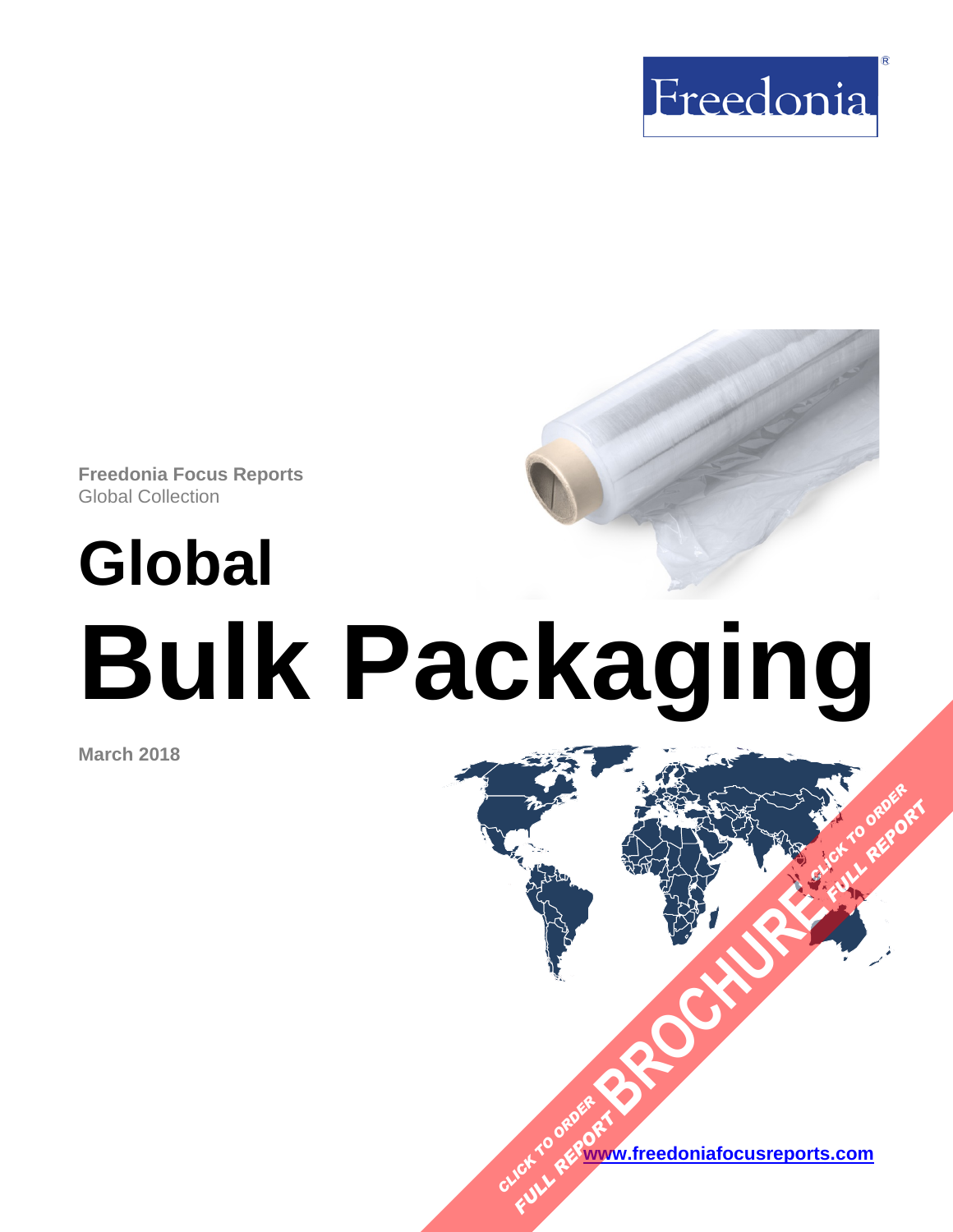Freedonia

**Freedonia Focus Reports**
Global Collection

# Global
# Bulk Packaging

**March 2018**

CLICK TO ORDER FULL REPORT BROCHURE CLICK TO ORDER FULL REPORT

**www.freedoniafocusreports.com**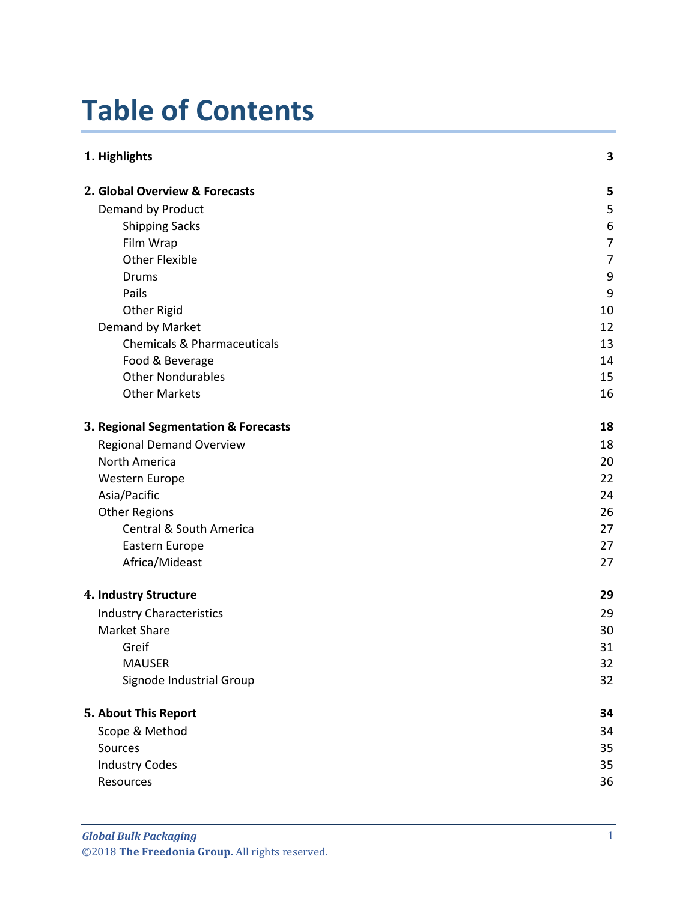# Table of Contents

| | |
|---|---|
| **1. Highlights** | **3** |
| **2. Global Overview & Forecasts** | **5** |
| Demand by Product | 5 |
| Shipping Sacks | 6 |
| Film Wrap | 7 |
| Other Flexible | 7 |
| Drums | 9 |
| Pails | 9 |
| Other Rigid | 10 |
| Demand by Market | 12 |
| Chemicals & Pharmaceuticals | 13 |
| Food & Beverage | 14 |
| Other Nondurables | 15 |
| Other Markets | 16 |
| **3. Regional Segmentation & Forecasts** | **18** |
| Regional Demand Overview | 18 |
| North America | 20 |
| Western Europe | 22 |
| Asia/Pacific | 24 |
| Other Regions | 26 |
| Central & South America | 27 |
| Eastern Europe | 27 |
| Africa/Mideast | 27 |
| **4. Industry Structure** | **29** |
| Industry Characteristics | 29 |
| Market Share | 30 |
| Greif | 31 |
| MAUSER | 32 |
| Signode Industrial Group | 32 |
| **5. About This Report** | **34** |
| Scope & Method | 34 |
| Sources | 35 |
| Industry Codes | 35 |
| Resources | 36 |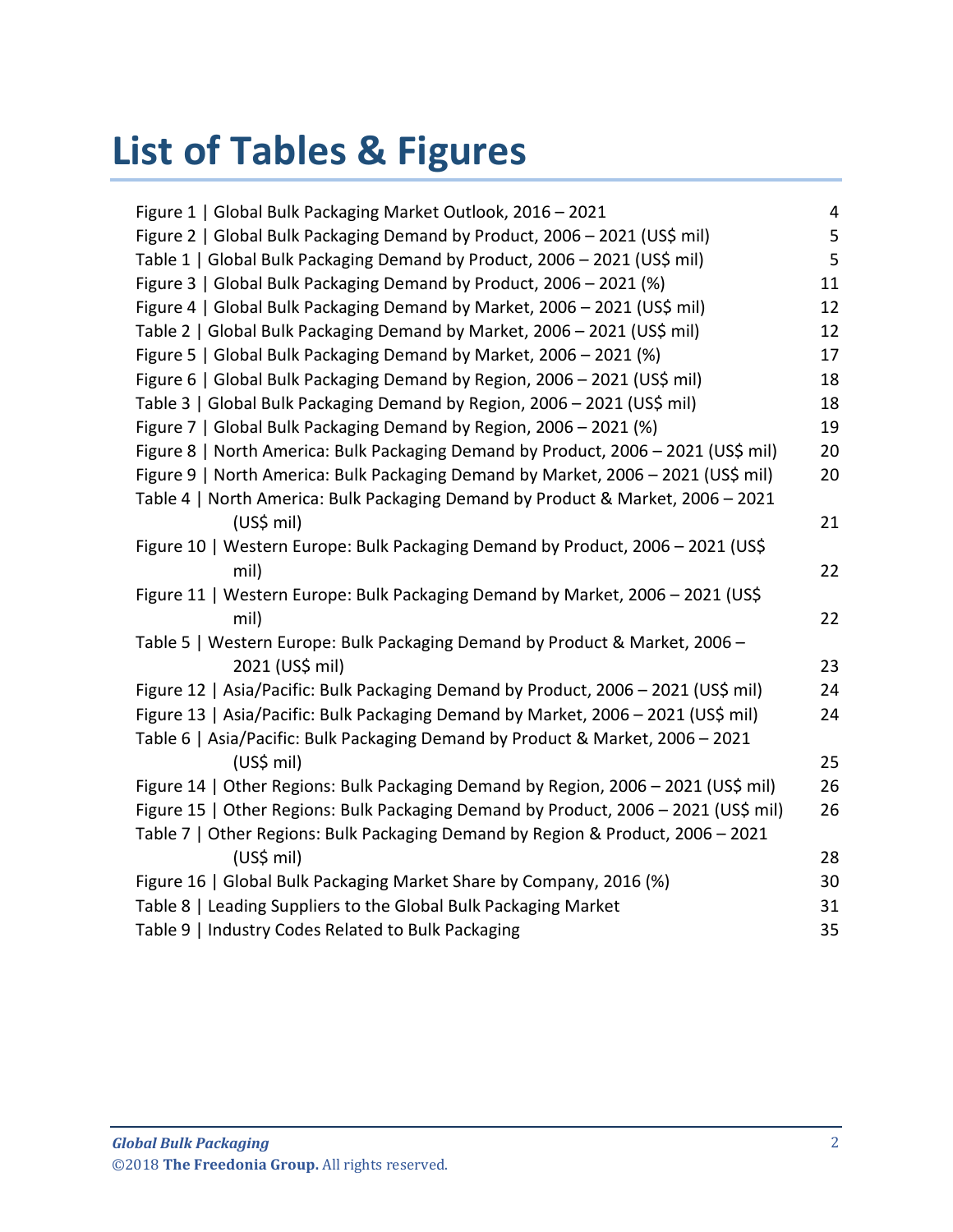# List of Tables & Figures

| | |
|---|---|
| Figure 1 \| Global Bulk Packaging Market Outlook, 2016 – 2021 | 4 |
| Figure 2 \| Global Bulk Packaging Demand by Product, 2006 – 2021 (US$ mil) | 5 |
| Table 1 \| Global Bulk Packaging Demand by Product, 2006 – 2021 (US$ mil) | 5 |
| Figure 3 \| Global Bulk Packaging Demand by Product, 2006 – 2021 (%) | 11 |
| Figure 4 \| Global Bulk Packaging Demand by Market, 2006 – 2021 (US$ mil) | 12 |
| Table 2 \| Global Bulk Packaging Demand by Market, 2006 – 2021 (US$ mil) | 12 |
| Figure 5 \| Global Bulk Packaging Demand by Market, 2006 – 2021 (%) | 17 |
| Figure 6 \| Global Bulk Packaging Demand by Region, 2006 – 2021 (US$ mil) | 18 |
| Table 3 \| Global Bulk Packaging Demand by Region, 2006 – 2021 (US$ mil) | 18 |
| Figure 7 \| Global Bulk Packaging Demand by Region, 2006 – 2021 (%) | 19 |
| Figure 8 \| North America: Bulk Packaging Demand by Product, 2006 – 2021 (US$ mil) | 20 |
| Figure 9 \| North America: Bulk Packaging Demand by Market, 2006 – 2021 (US$ mil) | 20 |
| Table 4 \| North America: Bulk Packaging Demand by Product & Market, 2006 – 2021 (US$ mil) | 21 |
| Figure 10 \| Western Europe: Bulk Packaging Demand by Product, 2006 – 2021 (US$ mil) | 22 |
| Figure 11 \| Western Europe: Bulk Packaging Demand by Market, 2006 – 2021 (US$ mil) | 22 |
| Table 5 \| Western Europe: Bulk Packaging Demand by Product & Market, 2006 – 2021 (US$ mil) | 23 |
| Figure 12 \| Asia/Pacific: Bulk Packaging Demand by Product, 2006 – 2021 (US$ mil) | 24 |
| Figure 13 \| Asia/Pacific: Bulk Packaging Demand by Market, 2006 – 2021 (US$ mil) | 24 |
| Table 6 \| Asia/Pacific: Bulk Packaging Demand by Product & Market, 2006 – 2021 (US$ mil) | 25 |
| Figure 14 \| Other Regions: Bulk Packaging Demand by Region, 2006 – 2021 (US$ mil) | 26 |
| Figure 15 \| Other Regions: Bulk Packaging Demand by Product, 2006 – 2021 (US$ mil) | 26 |
| Table 7 \| Other Regions: Bulk Packaging Demand by Region & Product, 2006 – 2021 (US$ mil) | 28 |
| Figure 16 \| Global Bulk Packaging Market Share by Company, 2016 (%) | 30 |
| Table 8 \| Leading Suppliers to the Global Bulk Packaging Market | 31 |
| Table 9 \| Industry Codes Related to Bulk Packaging | 35 |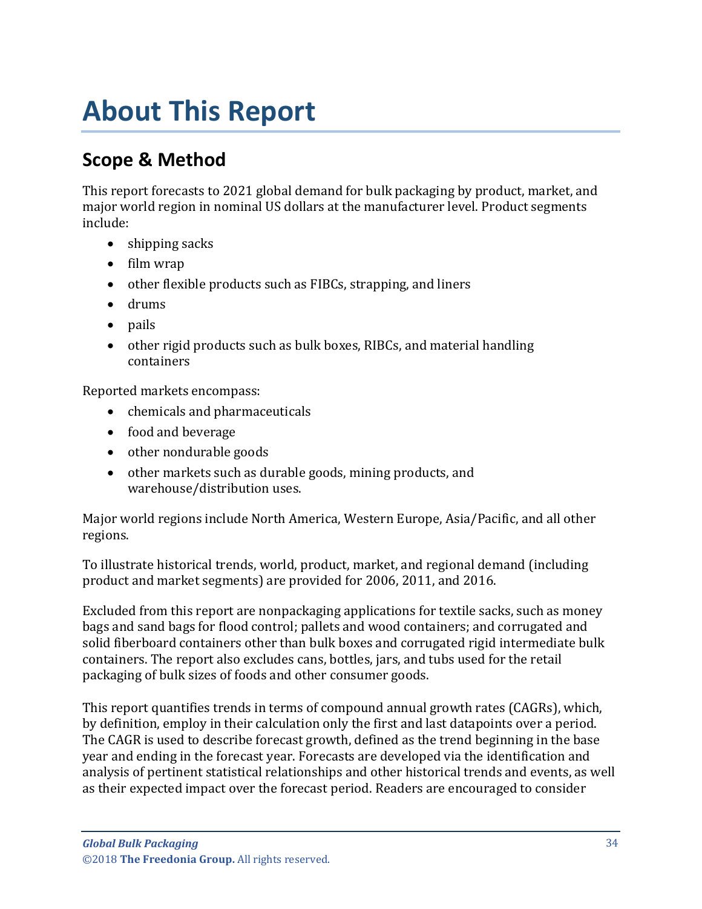# About This Report

## Scope & Method

This report forecasts to 2021 global demand for bulk packaging by product, market, and major world region in nominal US dollars at the manufacturer level. Product segments include:

- shipping sacks
- film wrap
- other flexible products such as FIBCs, strapping, and liners
- drums
- pails
- other rigid products such as bulk boxes, RIBCs, and material handling containers

Reported markets encompass:

- chemicals and pharmaceuticals
- food and beverage
- other nondurable goods
- other markets such as durable goods, mining products, and warehouse/distribution uses.

Major world regions include North America, Western Europe, Asia/Pacific, and all other regions.

To illustrate historical trends, world, product, market, and regional demand (including product and market segments) are provided for 2006, 2011, and 2016.

Excluded from this report are nonpackaging applications for textile sacks, such as money bags and sand bags for flood control; pallets and wood containers; and corrugated and solid fiberboard containers other than bulk boxes and corrugated rigid intermediate bulk containers. The report also excludes cans, bottles, jars, and tubs used for the retail packaging of bulk sizes of foods and other consumer goods.

This report quantifies trends in terms of compound annual growth rates (CAGRs), which, by definition, employ in their calculation only the first and last datapoints over a period. The CAGR is used to describe forecast growth, defined as the trend beginning in the base year and ending in the forecast year. Forecasts are developed via the identification and analysis of pertinent statistical relationships and other historical trends and events, as well as their expected impact over the forecast period. Readers are encouraged to consider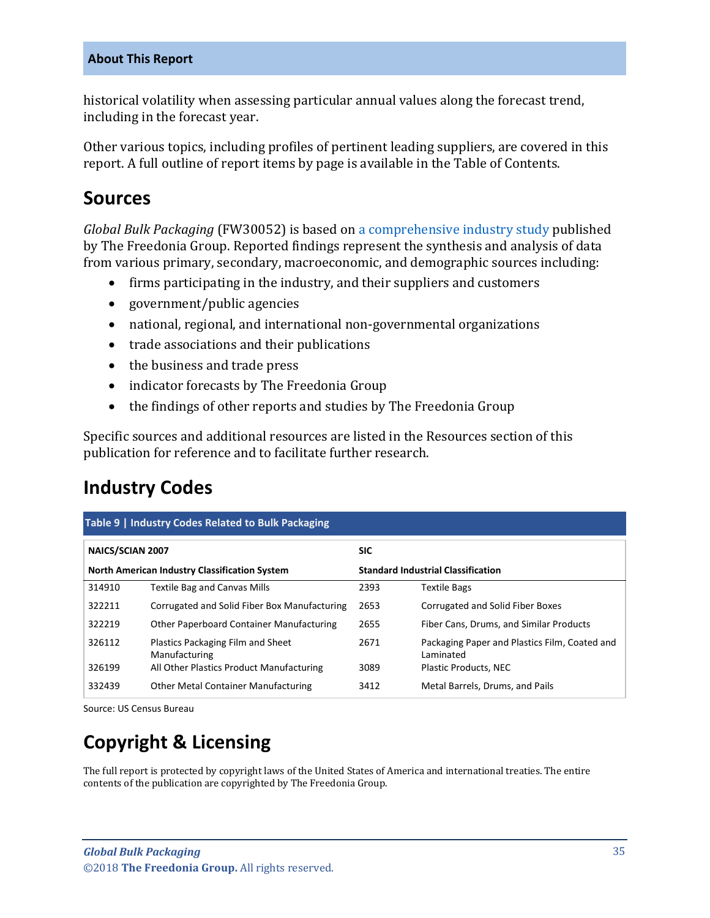historical volatility when assessing particular annual values along the forecast trend, including in the forecast year.

Other various topics, including profiles of pertinent leading suppliers, are covered in this report. A full outline of report items by page is available in the Table of Contents.

## Sources

*Global Bulk Packaging* (FW30052) is based on a comprehensive industry study published by The Freedonia Group. Reported findings represent the synthesis and analysis of data from various primary, secondary, macroeconomic, and demographic sources including:

- firms participating in the industry, and their suppliers and customers
- government/public agencies
- national, regional, and international non-governmental organizations
- trade associations and their publications
- the business and trade press
- indicator forecasts by The Freedonia Group
- the findings of other reports and studies by The Freedonia Group

Specific sources and additional resources are listed in the Resources section of this publication for reference and to facilitate further research.

## Industry Codes

**Table 9 | Industry Codes Related to Bulk Packaging**

| NAICS/SCIAN 2007 | | SIC | |
|---|---|---|---|
| **North American Industry Classification System** | | **Standard Industrial Classification** | |
| 314910 | Textile Bag and Canvas Mills | 2393 | Textile Bags |
| 322211 | Corrugated and Solid Fiber Box Manufacturing | 2653 | Corrugated and Solid Fiber Boxes |
| 322219 | Other Paperboard Container Manufacturing | 2655 | Fiber Cans, Drums, and Similar Products |
| 326112 | Plastics Packaging Film and Sheet Manufacturing | 2671 | Packaging Paper and Plastics Film, Coated and Laminated |
| 326199 | All Other Plastics Product Manufacturing | 3089 | Plastic Products, NEC |
| 332439 | Other Metal Container Manufacturing | 3412 | Metal Barrels, Drums, and Pails |

Source: US Census Bureau

## Copyright & Licensing

The full report is protected by copyright laws of the United States of America and international treaties. The entire contents of the publication are copyrighted by The Freedonia Group.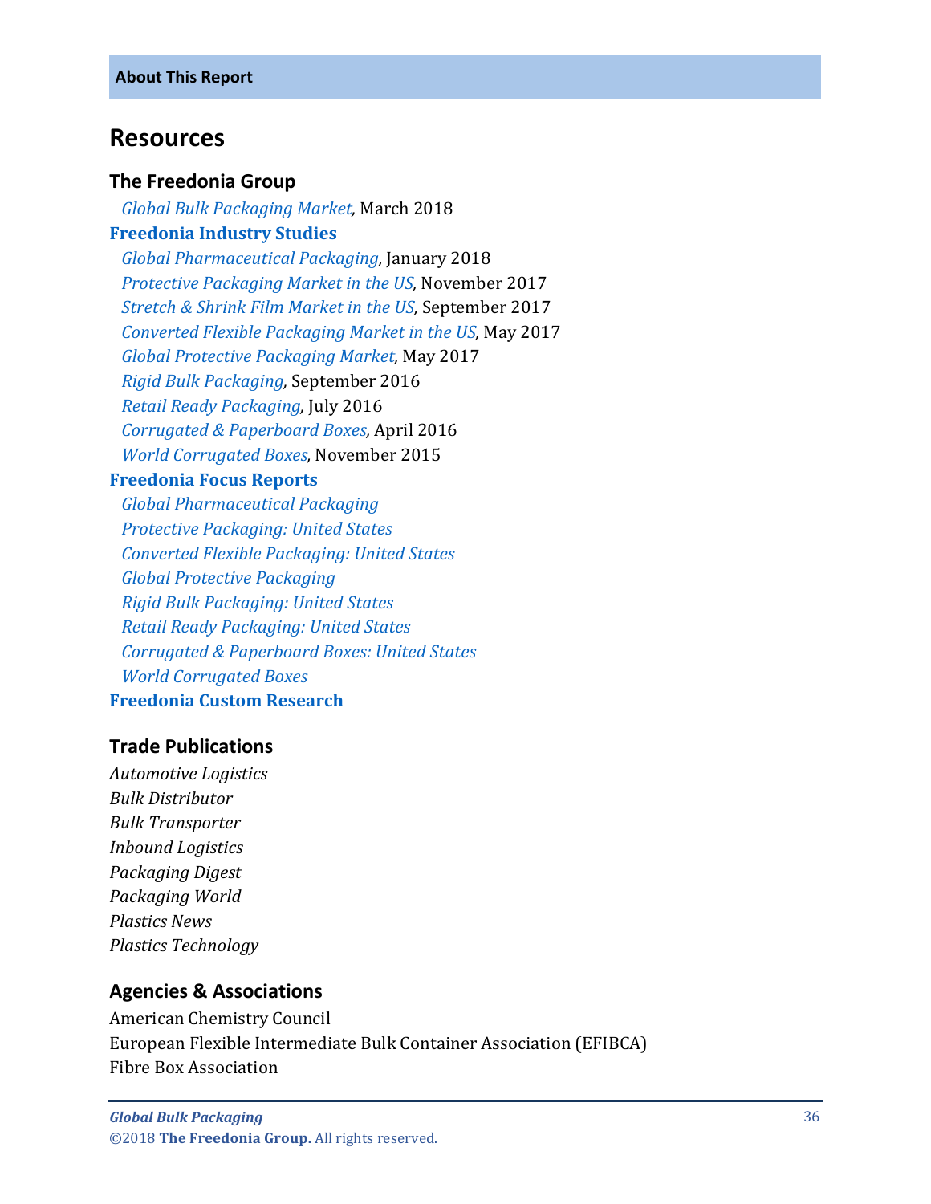**About This Report**

## Resources

### The Freedonia Group

*Global Bulk Packaging Market*, March 2018

**Freedonia Industry Studies**

*Global Pharmaceutical Packaging*, January 2018
*Protective Packaging Market in the US*, November 2017
*Stretch & Shrink Film Market in the US*, September 2017
*Converted Flexible Packaging Market in the US*, May 2017
*Global Protective Packaging Market*, May 2017
*Rigid Bulk Packaging*, September 2016
*Retail Ready Packaging*, July 2016
*Corrugated & Paperboard Boxes*, April 2016
*World Corrugated Boxes*, November 2015

**Freedonia Focus Reports**

*Global Pharmaceutical Packaging*
*Protective Packaging: United States*
*Converted Flexible Packaging: United States*
*Global Protective Packaging*
*Rigid Bulk Packaging: United States*
*Retail Ready Packaging: United States*
*Corrugated & Paperboard Boxes: United States*
*World Corrugated Boxes*

**Freedonia Custom Research**

### Trade Publications

*Automotive Logistics*
*Bulk Distributor*
*Bulk Transporter*
*Inbound Logistics*
*Packaging Digest*
*Packaging World*
*Plastics News*
*Plastics Technology*

### Agencies & Associations

American Chemistry Council
European Flexible Intermediate Bulk Container Association (EFIBCA)
Fibre Box Association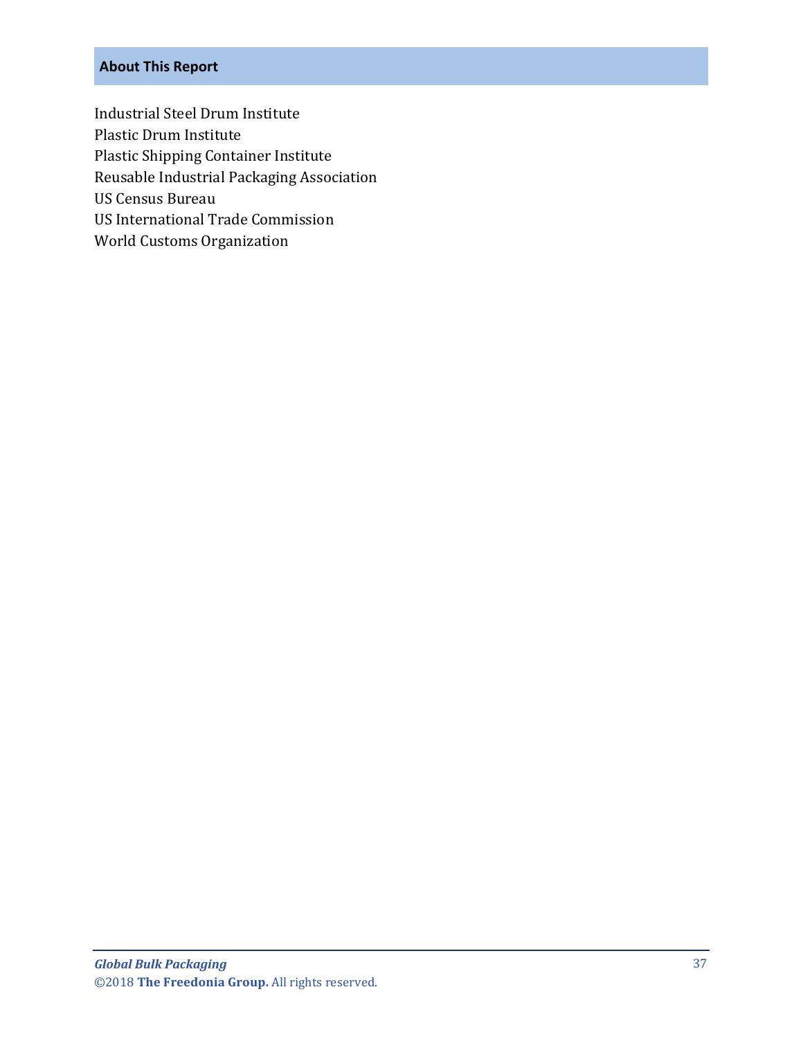## About This Report

Industrial Steel Drum Institute
Plastic Drum Institute
Plastic Shipping Container Institute
Reusable Industrial Packaging Association
US Census Bureau
US International Trade Commission
World Customs Organization